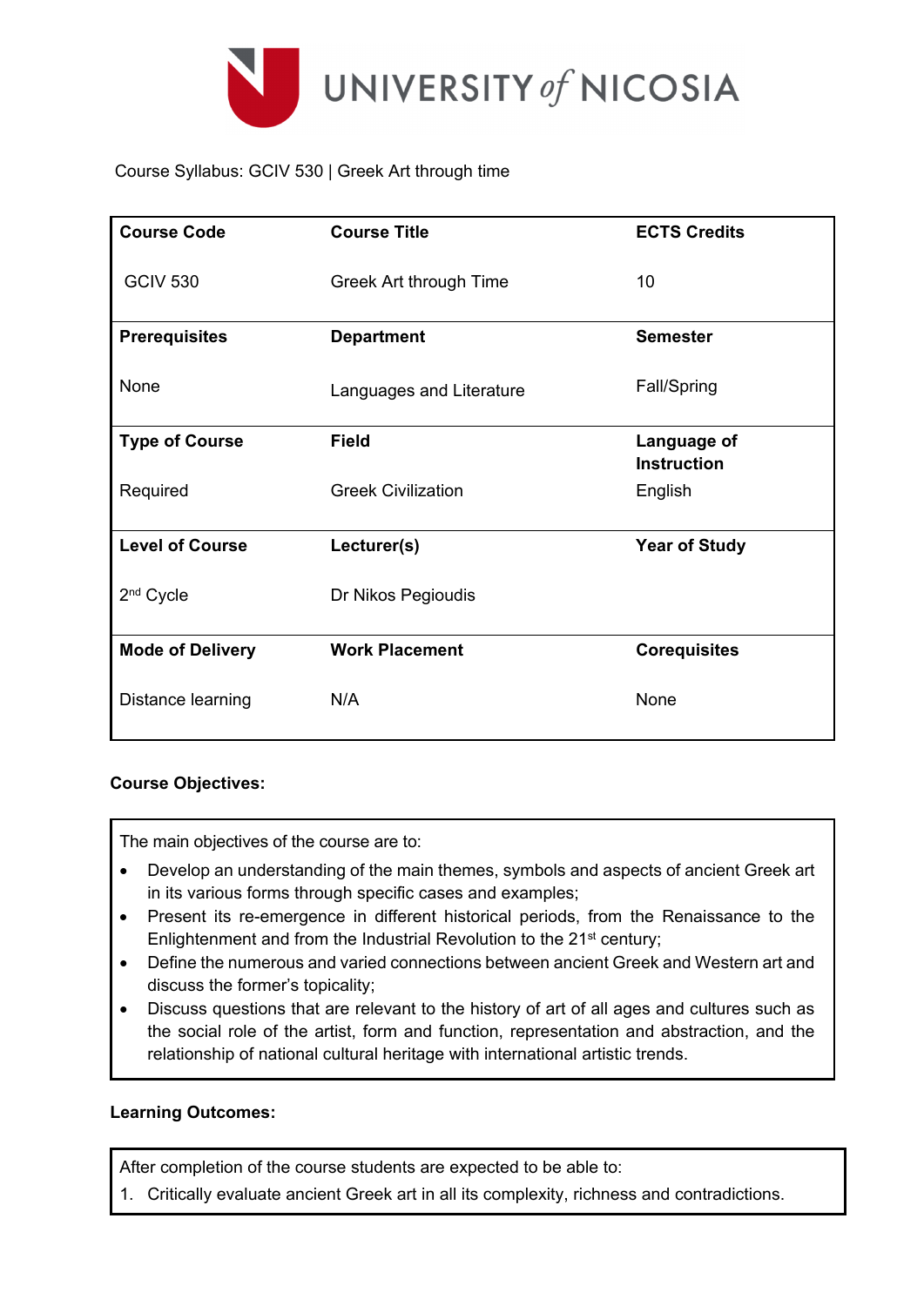UNIVERSITY of NICOSIA

Course Syllabus: GCIV 530 | Greek Art through time

| **Course Code** | **Course Title** | **ECTS Credits** |
|---|---|---|
| GCIV 530 | Greek Art through Time | 10 |
| **Prerequisites** | **Department** | **Semester** |
| None | Languages and Literature | Fall/Spring |
| **Type of Course** | **Field** | **Language of Instruction** |
| Required | Greek Civilization | English |
| **Level of Course** | **Lecturer(s)** | **Year of Study** |
| 2nd Cycle | Dr Nikos Pegioudis | |
| **Mode of Delivery** | **Work Placement** | **Corequisites** |
| Distance learning | N/A | None |

**Course Objectives:**

The main objectives of the course are to:

- Develop an understanding of the main themes, symbols and aspects of ancient Greek art in its various forms through specific cases and examples;
- Present its re-emergence in different historical periods, from the Renaissance to the Enlightenment and from the Industrial Revolution to the 21st century;
- Define the numerous and varied connections between ancient Greek and Western art and discuss the former's topicality;
- Discuss questions that are relevant to the history of art of all ages and cultures such as the social role of the artist, form and function, representation and abstraction, and the relationship of national cultural heritage with international artistic trends.

**Learning Outcomes:**

After completion of the course students are expected to be able to:

1. Critically evaluate ancient Greek art in all its complexity, richness and contradictions.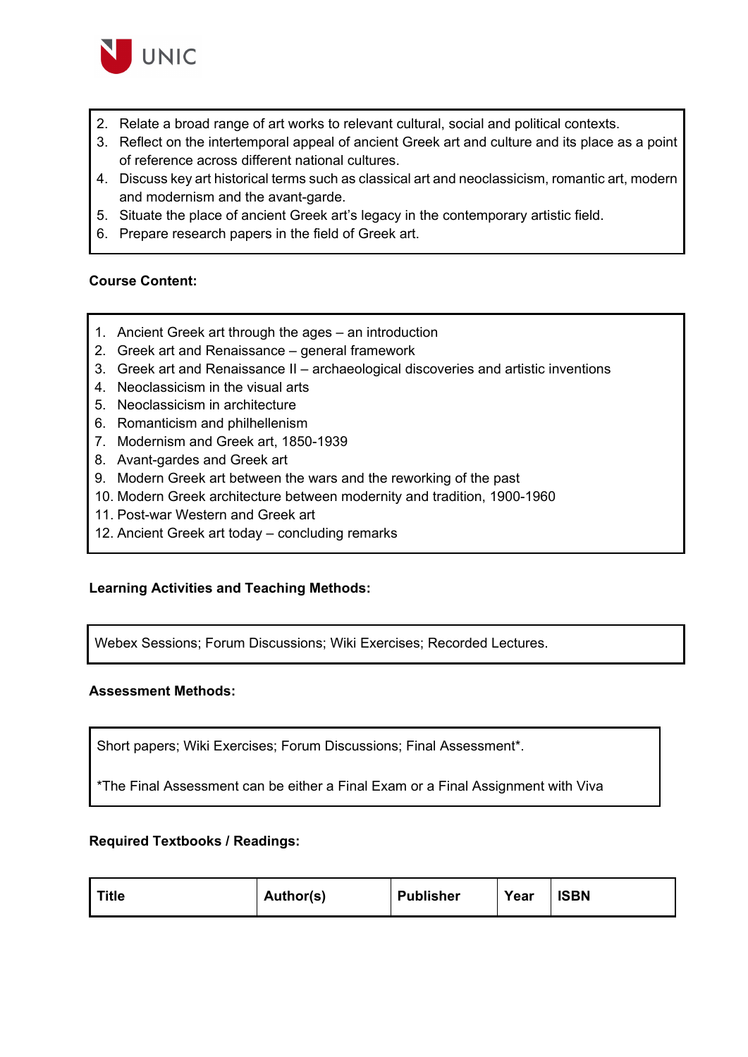2. Relate a broad range of art works to relevant cultural, social and political contexts.
3. Reflect on the intertemporal appeal of ancient Greek art and culture and its place as a point of reference across different national cultures.
4. Discuss key art historical terms such as classical art and neoclassicism, romantic art, modern and modernism and the avant-garde.
5. Situate the place of ancient Greek art's legacy in the contemporary artistic field.
6. Prepare research papers in the field of Greek art.

**Course Content:**

1. Ancient Greek art through the ages – an introduction
2. Greek art and Renaissance – general framework
3. Greek art and Renaissance II – archaeological discoveries and artistic inventions
4. Neoclassicism in the visual arts
5. Neoclassicism in architecture
6. Romanticism and philhellenism
7. Modernism and Greek art, 1850-1939
8. Avant-gardes and Greek art
9. Modern Greek art between the wars and the reworking of the past
10. Modern Greek architecture between modernity and tradition, 1900-1960
11. Post-war Western and Greek art
12. Ancient Greek art today – concluding remarks

**Learning Activities and Teaching Methods:**

Webex Sessions; Forum Discussions; Wiki Exercises; Recorded Lectures.

**Assessment Methods:**

Short papers; Wiki Exercises; Forum Discussions; Final Assessment*.

*The Final Assessment can be either a Final Exam or a Final Assignment with Viva

**Required Textbooks / Readings:**

| Title | Author(s) | Publisher | Year | ISBN |
|---|---|---|---|---|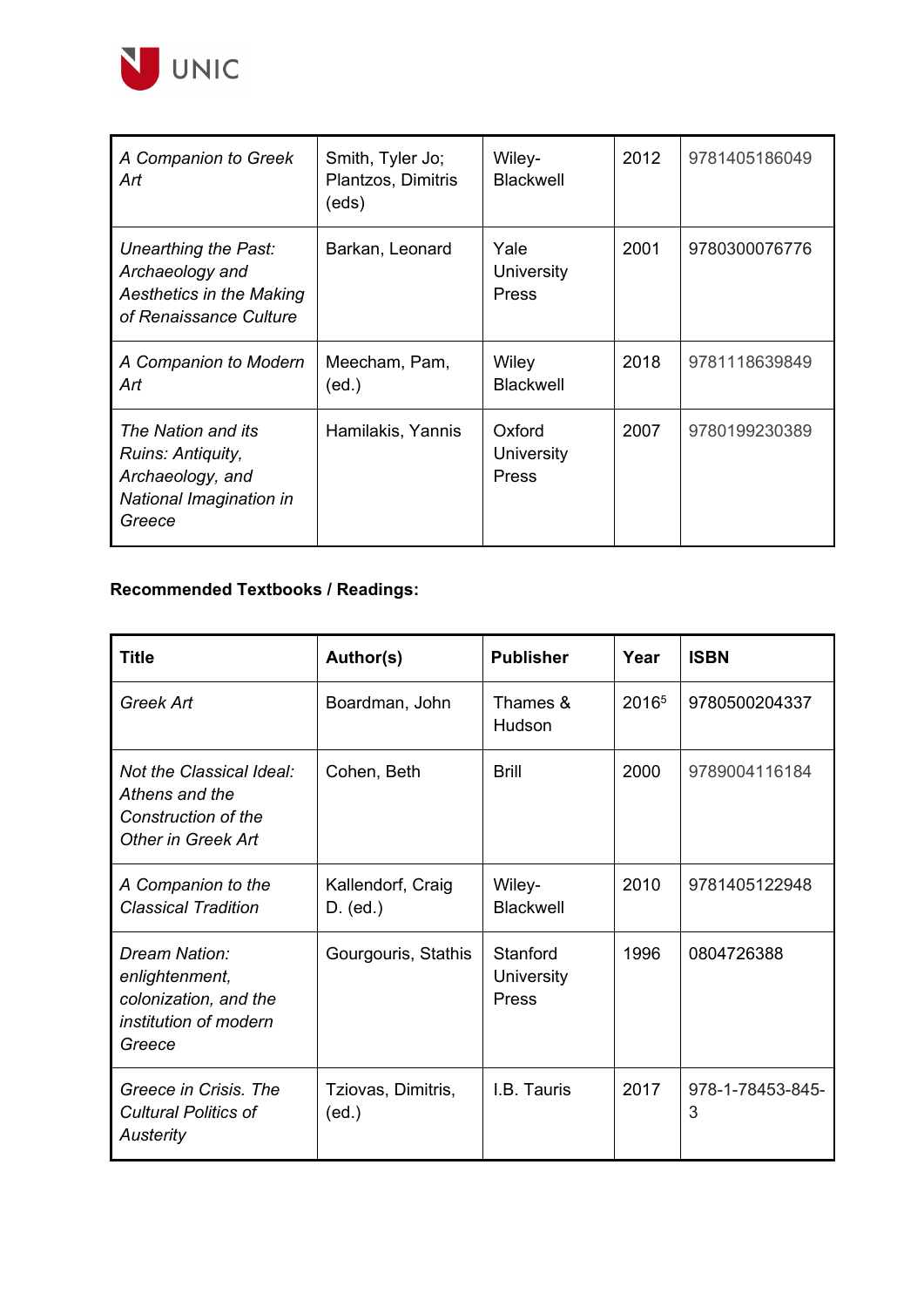| | | | | |
|---|---|---|---|---|
| *A Companion to Greek Art* | Smith, Tyler Jo; Plantzos, Dimitris (eds) | Wiley-Blackwell | 2012 | 9781405186049 |
| *Unearthing the Past: Archaeology and Aesthetics in the Making of Renaissance Culture* | Barkan, Leonard | Yale University Press | 2001 | 9780300076776 |
| *A Companion to Modern Art* | Meecham, Pam, (ed.) | Wiley Blackwell | 2018 | 9781118639849 |
| *The Nation and its Ruins: Antiquity, Archaeology, and National Imagination in Greece* | Hamilakis, Yannis | Oxford University Press | 2007 | 9780199230389 |

**Recommended Textbooks / Readings:**

| Title | Author(s) | Publisher | Year | ISBN |
|---|---|---|---|---|
| *Greek Art* | Boardman, John | Thames & Hudson | 2016[5] | 9780500204337 |
| *Not the Classical Ideal: Athens and the Construction of the Other in Greek Art* | Cohen, Beth | Brill | 2000 | 9789004116184 |
| *A Companion to the Classical Tradition* | Kallendorf, Craig D. (ed.) | Wiley-Blackwell | 2010 | 9781405122948 |
| *Dream Nation: enlightenment, colonization, and the institution of modern Greece* | Gourgouris, Stathis | Stanford University Press | 1996 | 0804726388 |
| *Greece in Crisis. The Cultural Politics of Austerity* | Tziovas, Dimitris, (ed.) | I.B. Tauris | 2017 | 978-1-78453-845-3 |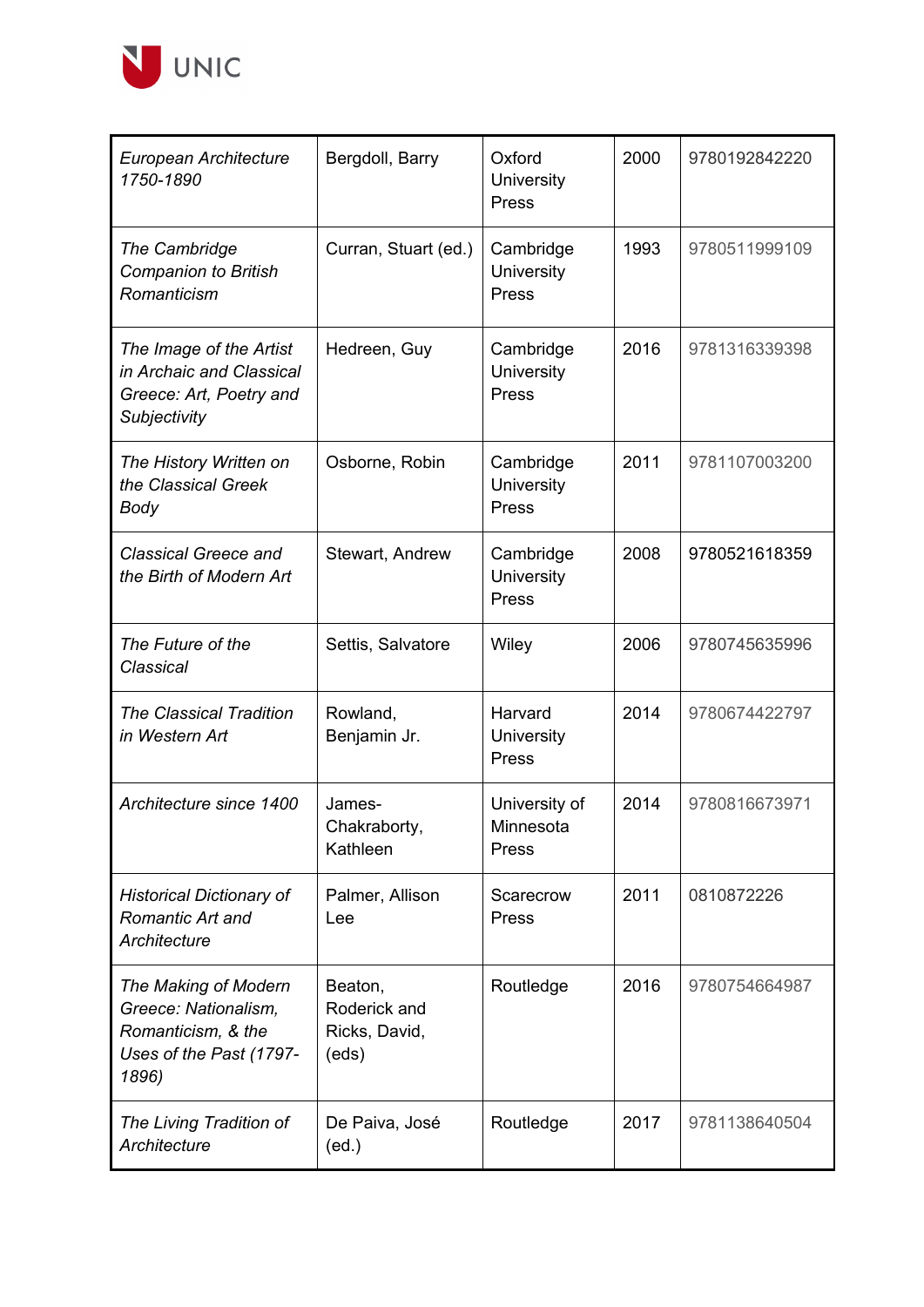| | | | | |
|---|---|---|---|---|
| *European Architecture 1750-1890* | Bergdoll, Barry | Oxford University Press | 2000 | 9780192842220 |
| *The Cambridge Companion to British Romanticism* | Curran, Stuart (ed.) | Cambridge University Press | 1993 | 9780511999109 |
| *The Image of the Artist in Archaic and Classical Greece: Art, Poetry and Subjectivity* | Hedreen, Guy | Cambridge University Press | 2016 | 9781316339398 |
| *The History Written on the Classical Greek Body* | Osborne, Robin | Cambridge University Press | 2011 | 9781107003200 |
| *Classical Greece and the Birth of Modern Art* | Stewart, Andrew | Cambridge University Press | 2008 | 9780521618359 |
| *The Future of the Classical* | Settis, Salvatore | Wiley | 2006 | 9780745635996 |
| *The Classical Tradition in Western Art* | Rowland, Benjamin Jr. | Harvard University Press | 2014 | 9780674422797 |
| *Architecture since 1400* | James-Chakraborty, Kathleen | University of Minnesota Press | 2014 | 9780816673971 |
| *Historical Dictionary of Romantic Art and Architecture* | Palmer, Allison Lee | Scarecrow Press | 2011 | 0810872226 |
| *The Making of Modern Greece: Nationalism, Romanticism, & the Uses of the Past (1797-1896)* | Beaton, Roderick and Ricks, David, (eds) | Routledge | 2016 | 9780754664987 |
| *The Living Tradition of Architecture* | De Paiva, José (ed.) | Routledge | 2017 | 9781138640504 |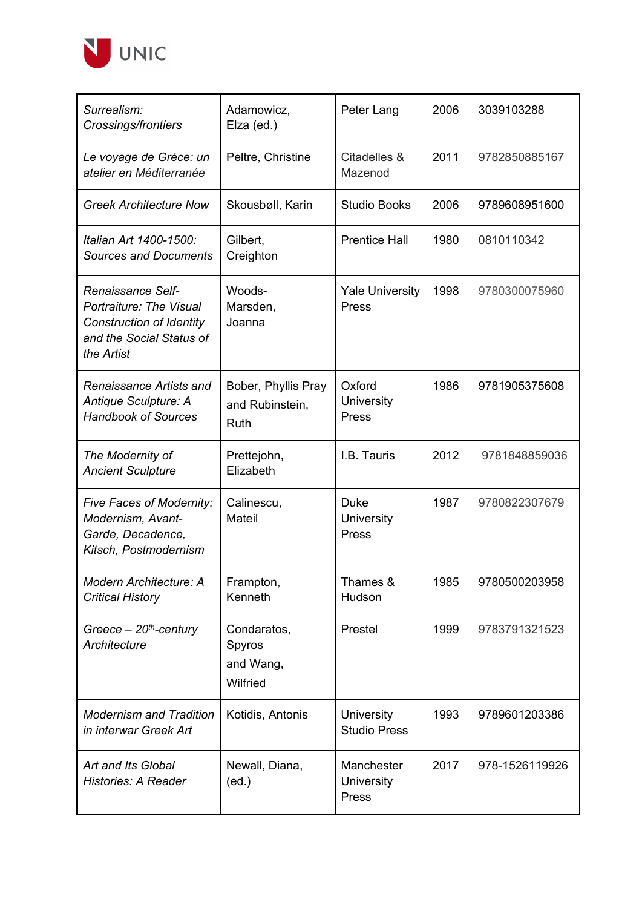| | | | | |
|---|---|---|---|---|
| *Surrealism: Crossings/frontiers* | Adamowicz, Elza (ed.) | Peter Lang | 2006 | 3039103288 |
| *Le voyage de Grèce: un atelier en Méditerranée* | Peltre, Christine | Citadelles & Mazenod | 2011 | 9782850885167 |
| *Greek Architecture Now* | Skousbøll, Karin | Studio Books | 2006 | 9789608951600 |
| *Italian Art 1400-1500: Sources and Documents* | Gilbert, Creighton | Prentice Hall | 1980 | 0810110342 |
| *Renaissance Self-Portraiture: The Visual Construction of Identity and the Social Status of the Artist* | Woods-Marsden, Joanna | Yale University Press | 1998 | 9780300075960 |
| *Renaissance Artists and Antique Sculpture: A Handbook of Sources* | Bober, Phyllis Pray and Rubinstein, Ruth | Oxford University Press | 1986 | 9781905375608 |
| *The Modernity of Ancient Sculpture* | Prettejohn, Elizabeth | I.B. Tauris | 2012 | 9781848859036 |
| *Five Faces of Modernity: Modernism, Avant-Garde, Decadence, Kitsch, Postmodernism* | Calinescu, Mateil | Duke University Press | 1987 | 9780822307679 |
| *Modern Architecture: A Critical History* | Frampton, Kenneth | Thames & Hudson | 1985 | 9780500203958 |
| *Greece – 20th-century Architecture* | Condaratos, Spyros and Wang, Wilfried | Prestel | 1999 | 9783791321523 |
| *Modernism and Tradition in interwar Greek Art* | Kotidis, Antonis | University Studio Press | 1993 | 9789601203386 |
| *Art and Its Global Histories: A Reader* | Newall, Diana, (ed.) | Manchester University Press | 2017 | 978-1526119926 |